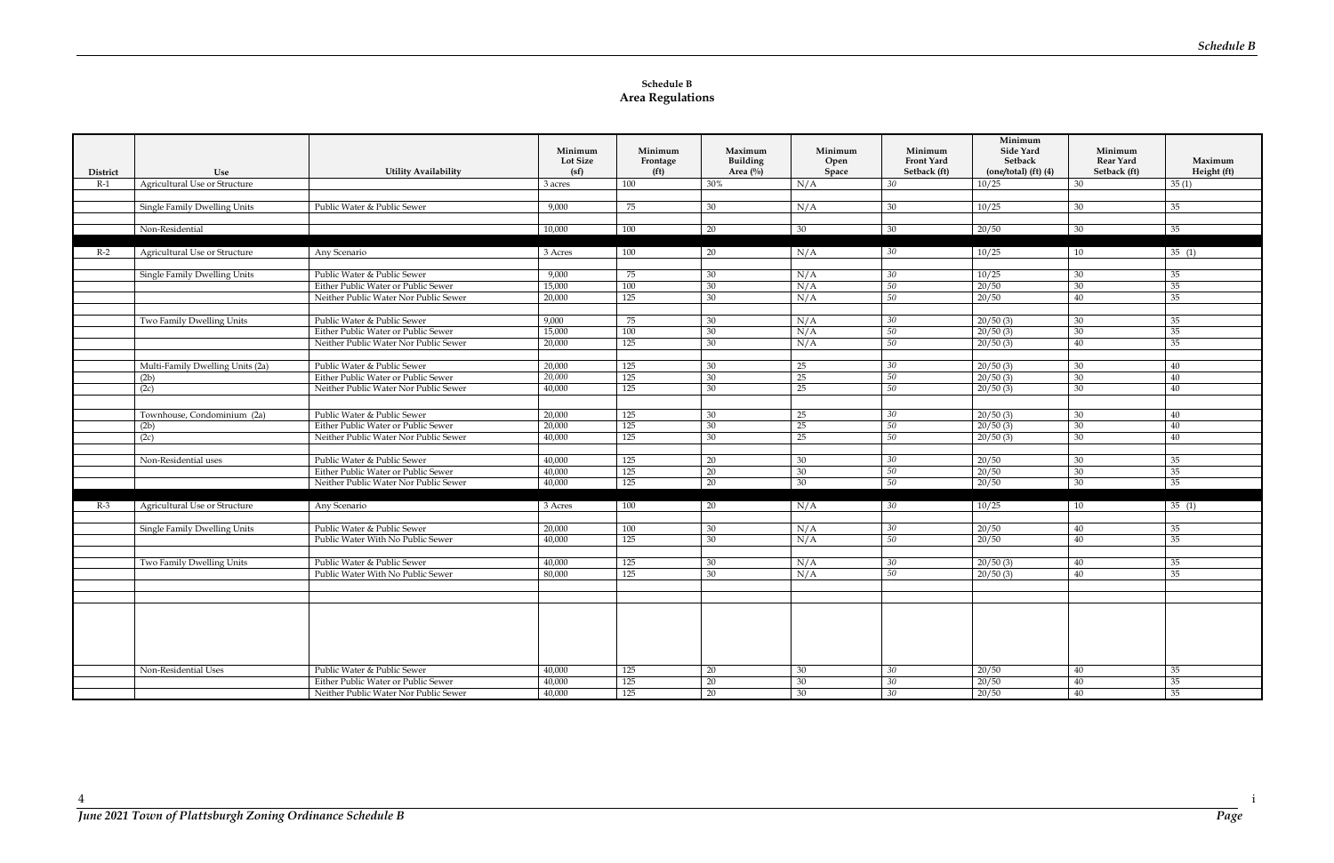**Schedule B**
**Area Regulations**

| District | Use | Utility Availability | Minimum Lot Size (sf) | Minimum Frontage (ft) | Maximum Building Area (%) | Minimum Open Space | Minimum Front Yard Setback (ft) | Minimum Side Yard Setback (one/total) (ft) (4) | Minimum Rear Yard Setback (ft) | Maximum Height (ft) |
|---|---|---|---|---|---|---|---|---|---|---|
| R-1 | Agricultural Use or Structure | | 3 acres | 100 | 30% | N/A | 30 | 10/25 | 30 | 35 (1) |
| | | | | | | | | | | |
| | Single Family Dwelling Units | Public Water & Public Sewer | 9,000 | 75 | 30 | N/A | 30 | 10/25 | 30 | 35 |
| | | | | | | | | | | |
| | Non-Residential | | 10,000 | 100 | 20 | 30 | 30 | 20/50 | 30 | 35 |
| | | | | | | | | | | |
| R-2 | Agricultural Use or Structure | Any Scenario | 3 Acres | 100 | 20 | N/A | 30 | 10/25 | 10 | 35 (1) |
| | | | | | | | | | | |
| | Single Family Dwelling Units | Public Water & Public Sewer | 9,000 | 75 | 30 | N/A | 30 | 10/25 | 30 | 35 |
| | | Either Public Water or Public Sewer | 15,000 | 100 | 30 | N/A | 50 | 20/50 | 30 | 35 |
| | | Neither Public Water Nor Public Sewer | 20,000 | 125 | 30 | N/A | 50 | 20/50 | 40 | 35 |
| | | | | | | | | | | |
| | Two Family Dwelling Units | Public Water & Public Sewer | 9,000 | 75 | 30 | N/A | 30 | 20/50 (3) | 30 | 35 |
| | | Either Public Water or Public Sewer | 15,000 | 100 | 30 | N/A | 50 | 20/50 (3) | 30 | 35 |
| | | Neither Public Water Nor Public Sewer | 20,000 | 125 | 30 | N/A | 50 | 20/50 (3) | 40 | 35 |
| | | | | | | | | | | |
| | Multi-Family Dwelling Units (2a) | Public Water & Public Sewer | 20,000 | 125 | 30 | 25 | 30 | 20/50 (3) | 30 | 40 |
| | (2b) | Either Public Water or Public Sewer | 20,000 | 125 | 30 | 25 | 50 | 20/50 (3) | 30 | 40 |
| | (2c) | Neither Public Water Nor Public Sewer | 40,000 | 125 | 30 | 25 | 50 | 20/50 (3) | 30 | 40 |
| | | | | | | | | | | |
| | Townhouse, Condominium (2a) | Public Water & Public Sewer | 20,000 | 125 | 30 | 25 | 30 | 20/50 (3) | 30 | 40 |
| | (2b) | Either Public Water or Public Sewer | 20,000 | 125 | 30 | 25 | 50 | 20/50 (3) | 30 | 40 |
| | (2c) | Neither Public Water Nor Public Sewer | 40,000 | 125 | 30 | 25 | 50 | 20/50 (3) | 30 | 40 |
| | | | | | | | | | | |
| | Non-Residential uses | Public Water & Public Sewer | 40,000 | 125 | 20 | 30 | 30 | 20/50 | 30 | 35 |
| | | Either Public Water or Public Sewer | 40,000 | 125 | 20 | 30 | 50 | 20/50 | 30 | 35 |
| | | Neither Public Water Nor Public Sewer | 40,000 | 125 | 20 | 30 | 50 | 20/50 | 30 | 35 |
| | | | | | | | | | | |
| R-3 | Agricultural Use or Structure | Any Scenario | 3 Acres | 100 | 20 | N/A | 30 | 10/25 | 10 | 35 (1) |
| | | | | | | | | | | |
| | Single Family Dwelling Units | Public Water & Public Sewer | 20,000 | 100 | 30 | N/A | 30 | 20/50 | 40 | 35 |
| | | Public Water With No Public Sewer | 40,000 | 125 | 30 | N/A | 50 | 20/50 | 40 | 35 |
| | | | | | | | | | | |
| | Two Family Dwelling Units | Public Water & Public Sewer | 40,000 | 125 | 30 | N/A | 30 | 20/50 (3) | 40 | 35 |
| | | Public Water With No Public Sewer | 80,000 | 125 | 30 | N/A | 50 | 20/50 (3) | 40 | 35 |
| | | | | | | | | | | |
| | | | | | | | | | | |
| | | | | | | | | | | |
| | Non-Residential Uses | Public Water & Public Sewer | 40,000 | 125 | 20 | 30 | 30 | 20/50 | 40 | 35 |
| | | Either Public Water or Public Sewer | 40,000 | 125 | 20 | 30 | 30 | 20/50 | 40 | 35 |
| | | Neither Public Water Nor Public Sewer | 40,000 | 125 | 20 | 30 | 30 | 20/50 | 40 | 35 |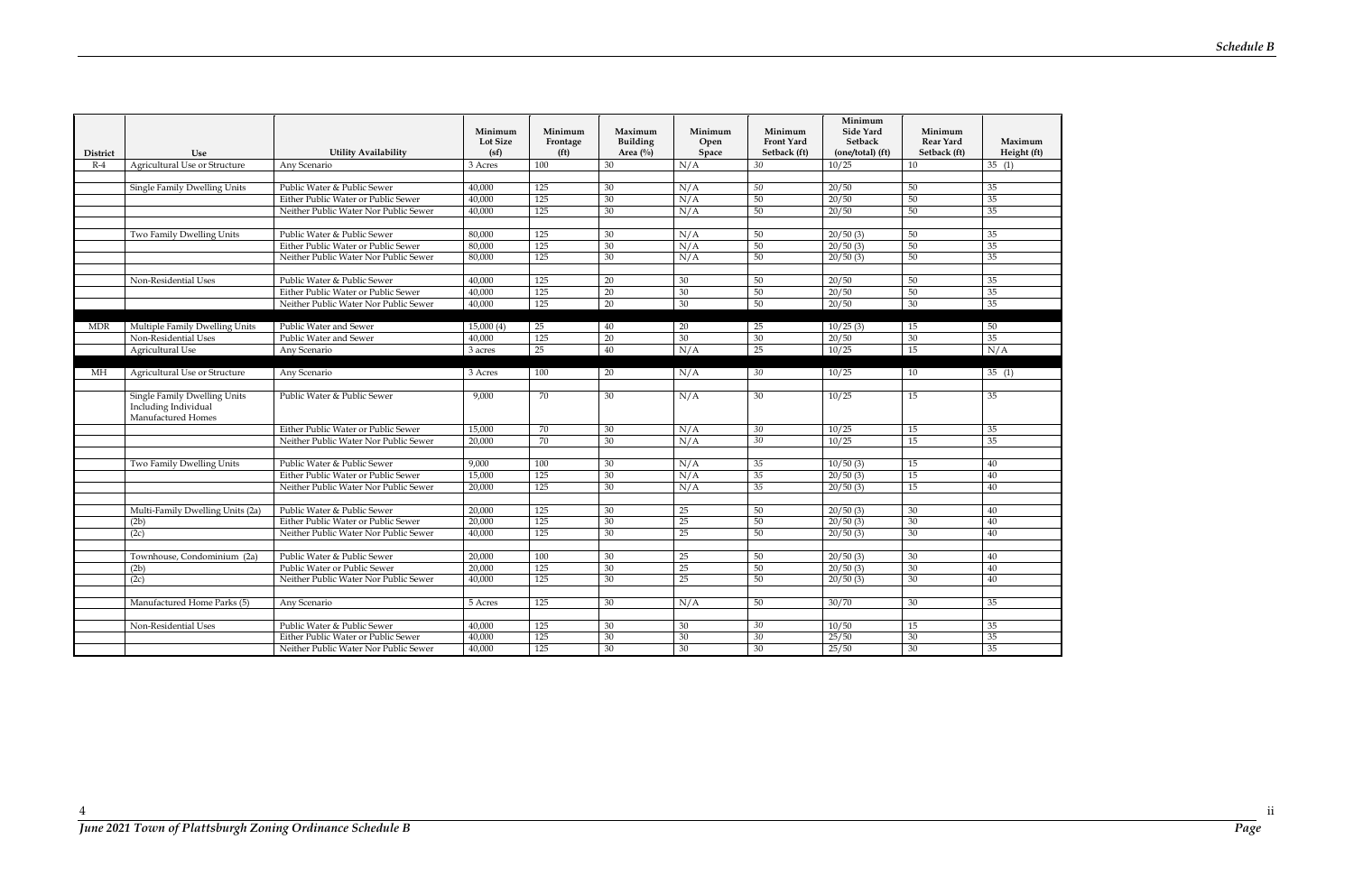| District | Use | Utility Availability | Minimum Lot Size (sf) | Minimum Frontage (ft) | Maximum Building Area (%) | Minimum Open Space | Minimum Front Yard Setback (ft) | Minimum Side Yard Setback (one/total) (ft) | Minimum Rear Yard Setback (ft) | Maximum Height (ft) |
|---|---|---|---|---|---|---|---|---|---|---|
| R-4 | Agricultural Use or Structure | Any Scenario | 3 Acres | 100 | 30 | N/A | 30 | 10/25 | 10 | 35 (1) |
| | | | | | | | | | | |
| | Single Family Dwelling Units | Public Water & Public Sewer | 40,000 | 125 | 30 | N/A | 50 | 20/50 | 50 | 35 |
| | | Either Public Water or Public Sewer | 40,000 | 125 | 30 | N/A | 50 | 20/50 | 50 | 35 |
| | | Neither Public Water Nor Public Sewer | 40,000 | 125 | 30 | N/A | 50 | 20/50 | 50 | 35 |
| | | | | | | | | | | |
| | Two Family Dwelling Units | Public Water & Public Sewer | 80,000 | 125 | 30 | N/A | 50 | 20/50 (3) | 50 | 35 |
| | | Either Public Water or Public Sewer | 80,000 | 125 | 30 | N/A | 50 | 20/50 (3) | 50 | 35 |
| | | Neither Public Water Nor Public Sewer | 80,000 | 125 | 30 | N/A | 50 | 20/50 (3) | 50 | 35 |
| | | | | | | | | | | |
| | Non-Residential Uses | Public Water & Public Sewer | 40,000 | 125 | 20 | 30 | 50 | 20/50 | 50 | 35 |
| | | Either Public Water or Public Sewer | 40,000 | 125 | 20 | 30 | 50 | 20/50 | 50 | 35 |
| | | Neither Public Water Nor Public Sewer | 40,000 | 125 | 20 | 30 | 50 | 20/50 | 30 | 35 |
| | | | | | | | | | | |
| MDR | Multiple Family Dwelling Units | Public Water and Sewer | 15,000 (4) | 25 | 40 | 20 | 25 | 10/25 (3) | 15 | 50 |
| | Non-Residential Uses | Public Water and Sewer | 40,000 | 125 | 20 | 30 | 30 | 20/50 | 30 | 35 |
| | Agricultural Use | Any Scenario | 3 acres | 25 | 40 | N/A | 25 | 10/25 | 15 | N/A |
| | | | | | | | | | | |
| MH | Agricultural Use or Structure | Any Scenario | 3 Acres | 100 | 20 | N/A | 30 | 10/25 | 10 | 35 (1) |
| | | | | | | | | | | |
| | Single Family Dwelling Units Including Individual Manufactured Homes | Public Water & Public Sewer | 9,000 | 70 | 30 | N/A | 30 | 10/25 | 15 | 35 |
| | | Either Public Water or Public Sewer | 15,000 | 70 | 30 | N/A | 30 | 10/25 | 15 | 35 |
| | | Neither Public Water Nor Public Sewer | 20,000 | 70 | 30 | N/A | 30 | 10/25 | 15 | 35 |
| | | | | | | | | | | |
| | Two Family Dwelling Units | Public Water & Public Sewer | 9,000 | 100 | 30 | N/A | 35 | 10/50 (3) | 15 | 40 |
| | | Either Public Water or Public Sewer | 15,000 | 125 | 30 | N/A | 35 | 20/50 (3) | 15 | 40 |
| | | Neither Public Water Nor Public Sewer | 20,000 | 125 | 30 | N/A | 35 | 20/50 (3) | 15 | 40 |
| | | | | | | | | | | |
| | Multi-Family Dwelling Units (2a) | Public Water & Public Sewer | 20,000 | 125 | 30 | 25 | 50 | 20/50 (3) | 30 | 40 |
| | (2b) | Either Public Water or Public Sewer | 20,000 | 125 | 30 | 25 | 50 | 20/50 (3) | 30 | 40 |
| | (2c) | Neither Public Water Nor Public Sewer | 40,000 | 125 | 30 | 25 | 50 | 20/50 (3) | 30 | 40 |
| | | | | | | | | | | |
| | Townhouse, Condominium (2a) | Public Water & Public Sewer | 20,000 | 100 | 30 | 25 | 50 | 20/50 (3) | 30 | 40 |
| | (2b) | Public Water or Public Sewer | 20,000 | 125 | 30 | 25 | 50 | 20/50 (3) | 30 | 40 |
| | (2c) | Neither Public Water Nor Public Sewer | 40,000 | 125 | 30 | 25 | 50 | 20/50 (3) | 30 | 40 |
| | | | | | | | | | | |
| | Manufactured Home Parks (5) | Any Scenario | 5 Acres | 125 | 30 | N/A | 50 | 30/70 | 30 | 35 |
| | | | | | | | | | | |
| | Non-Residential Uses | Public Water & Public Sewer | 40,000 | 125 | 30 | 30 | 30 | 10/50 | 15 | 35 |
| | | Either Public Water or Public Sewer | 40,000 | 125 | 30 | 30 | 30 | 25/50 | 30 | 35 |
| | | Neither Public Water Nor Public Sewer | 40,000 | 125 | 30 | 30 | 30 | 25/50 | 30 | 35 |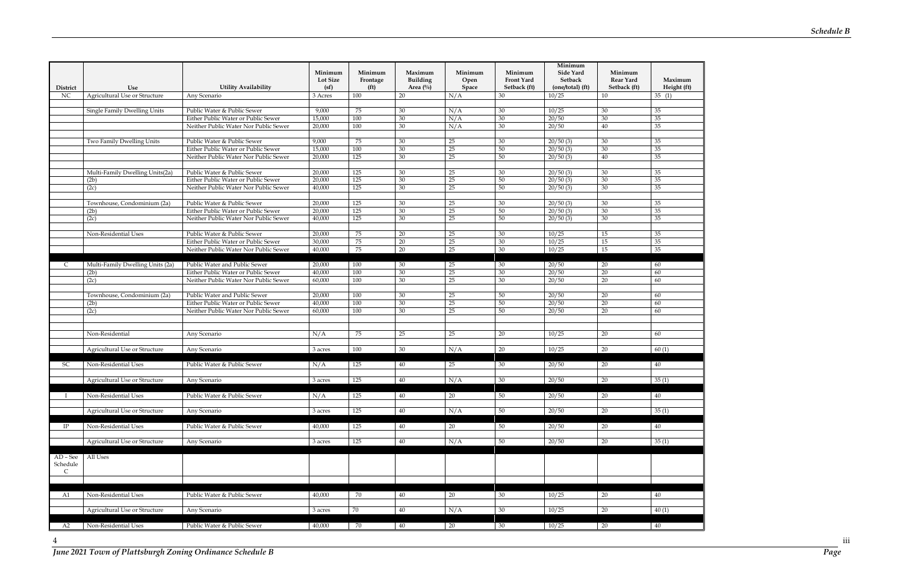| District | Use | Utility Availability | Minimum Lot Size (sf) | Minimum Frontage (ft) | Maximum Building Area (%) | Minimum Open Space | Minimum Front Yard Setback (ft) | Minimum Side Yard Setback (one/total) (ft) | Minimum Rear Yard Setback (ft) | Maximum Height (ft) |
|---|---|---|---|---|---|---|---|---|---|---|
| NC | Agricultural Use or Structure | Any Scenario | 3 Acres | 100 | 20 | N/A | 30 | 10/25 | 10 | 35 (1) |
| | Single Family Dwelling Units | Public Water & Public Sewer | 9,000 | 75 | 30 | N/A | 30 | 10/25 | 30 | 35 |
| | | Either Public Water or Public Sewer | 15,000 | 100 | 30 | N/A | 30 | 20/50 | 30 | 35 |
| | | Neither Public Water Nor Public Sewer | 20,000 | 100 | 30 | N/A | 30 | 20/50 | 40 | 35 |
| | Two Family Dwelling Units | Public Water & Public Sewer | 9,000 | 75 | 30 | 25 | 30 | 20/50 (3) | 30 | 35 |
| | | Either Public Water or Public Sewer | 15,000 | 100 | 30 | 25 | 50 | 20/50 (3) | 30 | 35 |
| | | Neither Public Water Nor Public Sewer | 20,000 | 125 | 30 | 25 | 50 | 20/50 (3) | 40 | 35 |
| | Multi-Family Dwelling Units(2a) | Public Water & Public Sewer | 20,000 | 125 | 30 | 25 | 30 | 20/50 (3) | 30 | 35 |
| | (2b) | Either Public Water or Public Sewer | 20,000 | 125 | 30 | 25 | 50 | 20/50 (3) | 30 | 35 |
| | (2c) | Neither Public Water Nor Public Sewer | 40,000 | 125 | 30 | 25 | 50 | 20/50 (3) | 30 | 35 |
| | Townhouse, Condominium (2a) | Public Water & Public Sewer | 20,000 | 125 | 30 | 25 | 30 | 20/50 (3) | 30 | 35 |
| | (2b) | Either Public Water or Public Sewer | 20,000 | 125 | 30 | 25 | 50 | 20/50 (3) | 30 | 35 |
| | (2c) | Neither Public Water Nor Public Sewer | 40,000 | 125 | 30 | 25 | 50 | 20/50 (3) | 30 | 35 |
| | Non-Residential Uses | Public Water & Public Sewer | 20,000 | 75 | 20 | 25 | 30 | 10/25 | 15 | 35 |
| | | Either Public Water or Public Sewer | 30,000 | 75 | 20 | 25 | 30 | 10/25 | 15 | 35 |
| | | Neither Public Water Nor Public Sewer | 40,000 | 75 | 20 | 25 | 30 | 10/25 | 15 | 35 |
| C | Multi-Family Dwelling Units (2a) | Public Water and Public Sewer | 20,000 | 100 | 30 | 25 | 30 | 20/50 | 20 | 60 |
| | (2b) | Either Public Water or Public Sewer | 40,000 | 100 | 30 | 25 | 30 | 20/50 | 20 | 60 |
| | (2c) | Neither Public Water Nor Public Sewer | 60,000 | 100 | 30 | 25 | 30 | 20/50 | 20 | 60 |
| | Townhouse, Condominium (2a) | Public Water and Public Sewer | 20,000 | 100 | 30 | 25 | 50 | 20/50 | 20 | 60 |
| | (2b) | Either Public Water or Public Sewer | 40,000 | 100 | 30 | 25 | 50 | 20/50 | 20 | 60 |
| | (2c) | Neither Public Water Nor Public Sewer | 60,000 | 100 | 30 | 25 | 50 | 20/50 | 20 | 60 |
| | Non-Residential | Any Scenario | N/A | 75 | 25 | 25 | 20 | 10/25 | 20 | 60 |
| | Agricultural Use or Structure | Any Scenario | 3 acres | 100 | 30 | N/A | 20 | 10/25 | 20 | 60 (1) |
| SC | Non-Residential Uses | Public Water & Public Sewer | N/A | 125 | 40 | 25 | 30 | 20/50 | 20 | 40 |
| | Agricultural Use or Structure | Any Scenario | 3 acres | 125 | 40 | N/A | 30 | 20/50 | 20 | 35 (1) |
| I | Non-Residential Uses | Public Water & Public Sewer | N/A | 125 | 40 | 20 | 50 | 20/50 | 20 | 40 |
| | Agricultural Use or Structure | Any Scenario | 3 acres | 125 | 40 | N/A | 50 | 20/50 | 20 | 35 (1) |
| IP | Non-Residential Uses | Public Water & Public Sewer | 40,000 | 125 | 40 | 20 | 50 | 20/50 | 20 | 40 |
| | Agricultural Use or Structure | Any Scenario | 3 acres | 125 | 40 | N/A | 50 | 20/50 | 20 | 35 (1) |
| AD – See Schedule C | All Uses | | | | | | | | | |
| A1 | Non-Residential Uses | Public Water & Public Sewer | 40,000 | 70 | 40 | 20 | 30 | 10/25 | 20 | 40 |
| | Agricultural Use or Structure | Any Scenario | 3 acres | 70 | 40 | N/A | 30 | 10/25 | 20 | 40 (1) |
| A2 | Non-Residential Uses | Public Water & Public Sewer | 40,000 | 70 | 40 | 20 | 30 | 10/25 | 20 | 40 |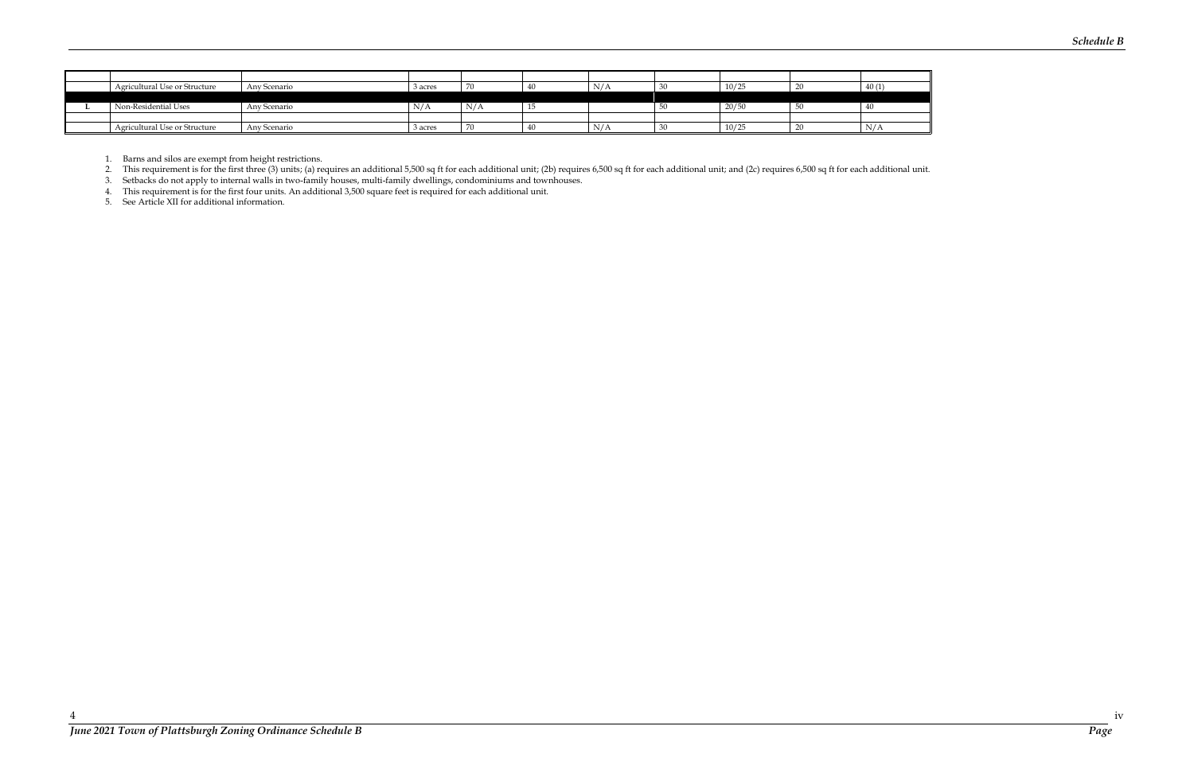| | | | | | | | | | | |
|---|---|---|---|---|---|---|---|---|---|---|
| | | | | | | | | | | |
| | Agricultural Use or Structure | Any Scenario | 3 acres | 70 | 40 | N/A | 30 | 10/25 | 20 | 40 (1) |
| | | | | | | | | | | |
| L | Non-Residential Uses | Any Scenario | N/A | N/A | 15 | | 50 | 20/50 | 50 | 40 |
| | | | | | | | | | | |
| | Agricultural Use or Structure | Any Scenario | 3 acres | 70 | 40 | N/A | 30 | 10/25 | 20 | N/A |

1. Barns and silos are exempt from height restrictions.
2. This requirement is for the first three (3) units; (a) requires an additional 5,500 sq ft for each additional unit; (2b) requires 6,500 sq ft for each additional unit; and (2c) requires 6,500 sq ft for each additional unit.
3. Setbacks do not apply to internal walls in two-family houses, multi-family dwellings, condominiums and townhouses.
4. This requirement is for the first four units. An additional 3,500 square feet is required for each additional unit.
5. See Article XII for additional information.